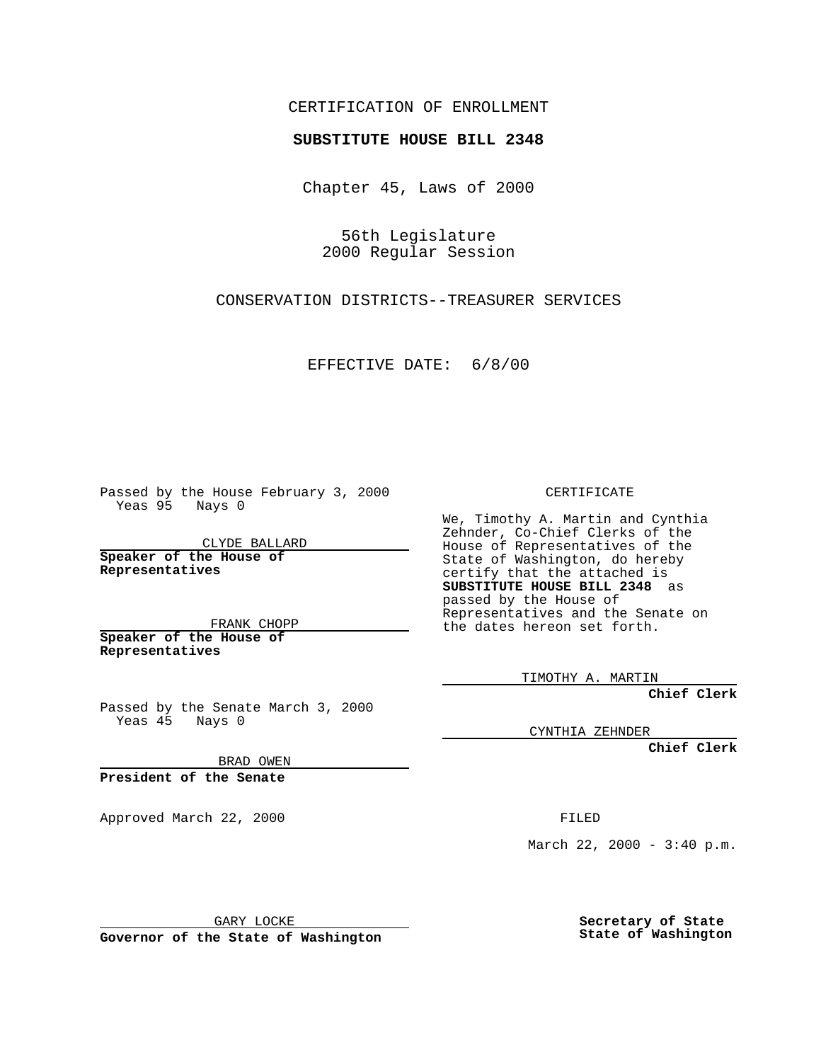CERTIFICATION OF ENROLLMENT

**SUBSTITUTE HOUSE BILL 2348**

Chapter 45, Laws of 2000

56th Legislature
2000 Regular Session

CONSERVATION DISTRICTS--TREASURER SERVICES

EFFECTIVE DATE: 6/8/00

Passed by the House February 3, 2000
Yeas 95 Nays 0

CLYDE BALLARD

**Speaker of the House of Representatives**

FRANK CHOPP

**Speaker of the House of Representatives**

Passed by the Senate March 3, 2000
Yeas 45 Nays 0

BRAD OWEN

**President of the Senate**

Approved March 22, 2000

GARY LOCKE

**Governor of the State of Washington**

CERTIFICATE

We, Timothy A. Martin and Cynthia Zehnder, Co-Chief Clerks of the House of Representatives of the State of Washington, do hereby certify that the attached is **SUBSTITUTE HOUSE BILL 2348** as passed by the House of Representatives and the Senate on the dates hereon set forth.

TIMOTHY A. MARTIN

**Chief Clerk**

CYNTHIA ZEHNDER

**Chief Clerk**

FILED

March 22, 2000 - 3:40 p.m.

**Secretary of State**
**State of Washington**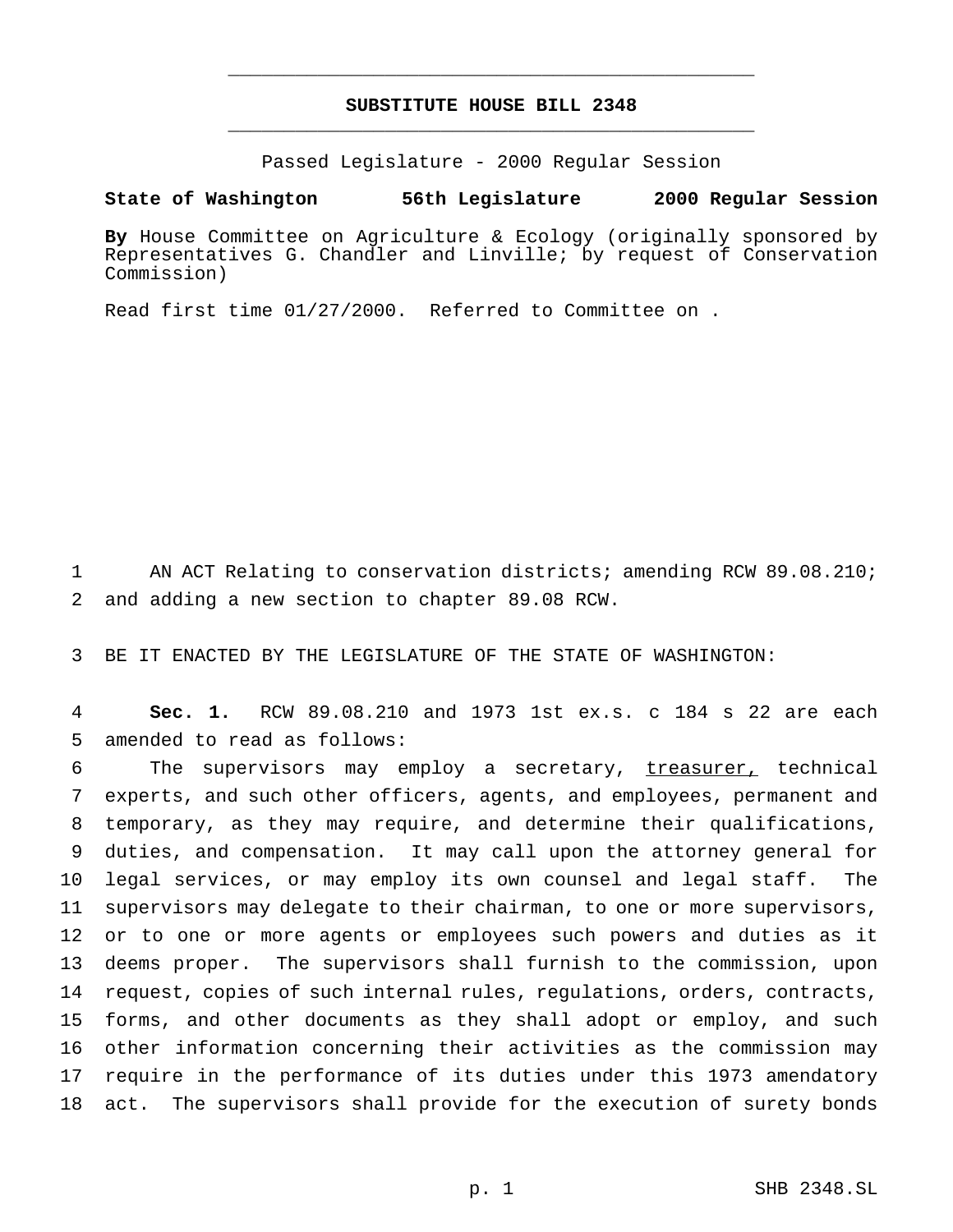# SUBSTITUTE HOUSE BILL 2348

Passed Legislature - 2000 Regular Session

**State of Washington 56th Legislature 2000 Regular Session**

**By** House Committee on Agriculture & Ecology (originally sponsored by Representatives G. Chandler and Linville; by request of Conservation Commission)

Read first time 01/27/2000. Referred to Committee on .

AN ACT Relating to conservation districts; amending RCW 89.08.210; and adding a new section to chapter 89.08 RCW.

BE IT ENACTED BY THE LEGISLATURE OF THE STATE OF WASHINGTON:

**Sec. 1.** RCW 89.08.210 and 1973 1st ex.s. c 184 s 22 are each amended to read as follows:

The supervisors may employ a secretary, <u>treasurer,</u> technical experts, and such other officers, agents, and employees, permanent and temporary, as they may require, and determine their qualifications, duties, and compensation. It may call upon the attorney general for legal services, or may employ its own counsel and legal staff. The supervisors may delegate to their chairman, to one or more supervisors, or to one or more agents or employees such powers and duties as it deems proper. The supervisors shall furnish to the commission, upon request, copies of such internal rules, regulations, orders, contracts, forms, and other documents as they shall adopt or employ, and such other information concerning their activities as the commission may require in the performance of its duties under this 1973 amendatory act. The supervisors shall provide for the execution of surety bonds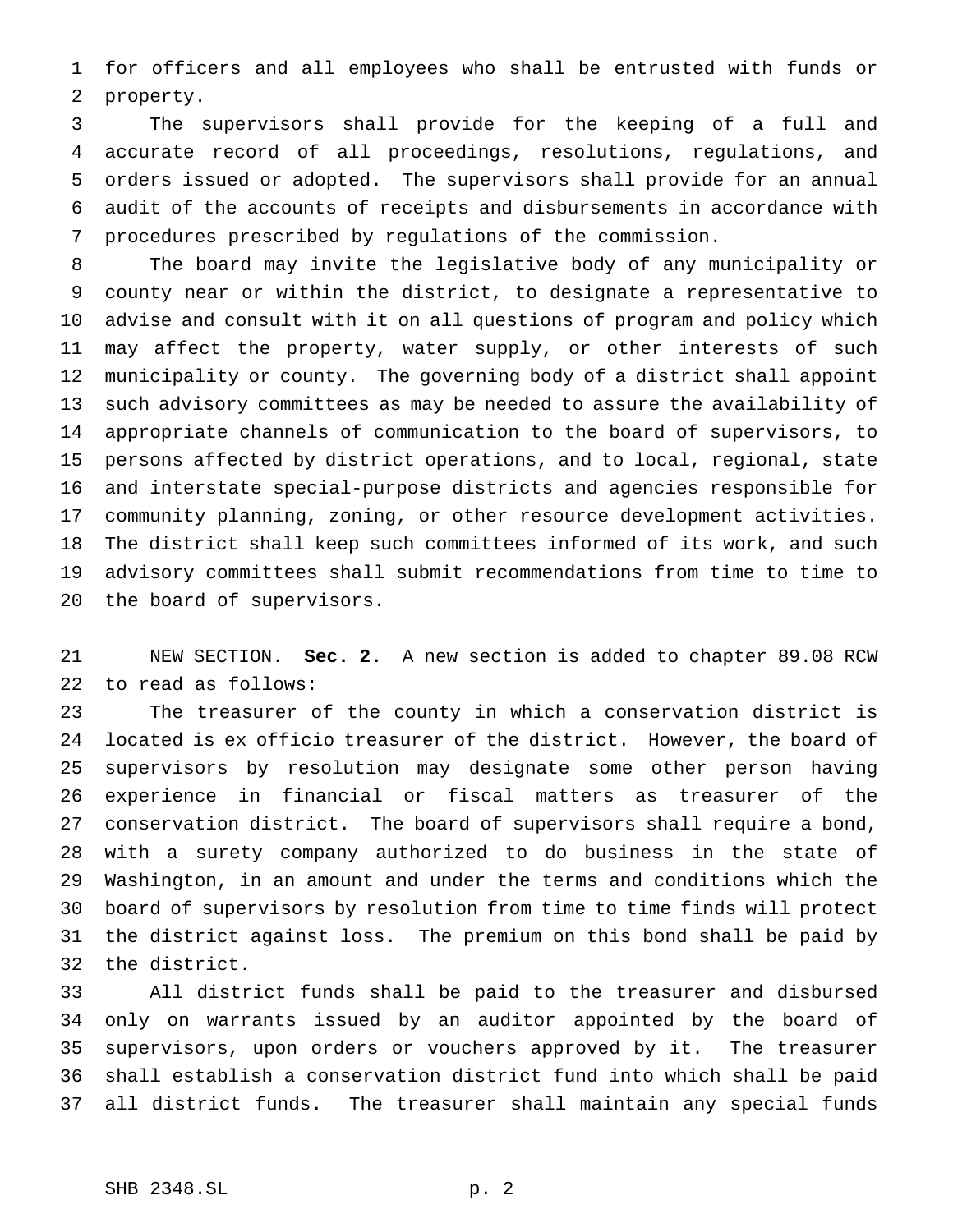for officers and all employees who shall be entrusted with funds or property.

The supervisors shall provide for the keeping of a full and accurate record of all proceedings, resolutions, regulations, and orders issued or adopted. The supervisors shall provide for an annual audit of the accounts of receipts and disbursements in accordance with procedures prescribed by regulations of the commission.

The board may invite the legislative body of any municipality or county near or within the district, to designate a representative to advise and consult with it on all questions of program and policy which may affect the property, water supply, or other interests of such municipality or county. The governing body of a district shall appoint such advisory committees as may be needed to assure the availability of appropriate channels of communication to the board of supervisors, to persons affected by district operations, and to local, regional, state and interstate special-purpose districts and agencies responsible for community planning, zoning, or other resource development activities. The district shall keep such committees informed of its work, and such advisory committees shall submit recommendations from time to time to the board of supervisors.

NEW SECTION. **Sec. 2.** A new section is added to chapter 89.08 RCW to read as follows:

The treasurer of the county in which a conservation district is located is ex officio treasurer of the district. However, the board of supervisors by resolution may designate some other person having experience in financial or fiscal matters as treasurer of the conservation district. The board of supervisors shall require a bond, with a surety company authorized to do business in the state of Washington, in an amount and under the terms and conditions which the board of supervisors by resolution from time to time finds will protect the district against loss. The premium on this bond shall be paid by the district.

All district funds shall be paid to the treasurer and disbursed only on warrants issued by an auditor appointed by the board of supervisors, upon orders or vouchers approved by it. The treasurer shall establish a conservation district fund into which shall be paid all district funds. The treasurer shall maintain any special funds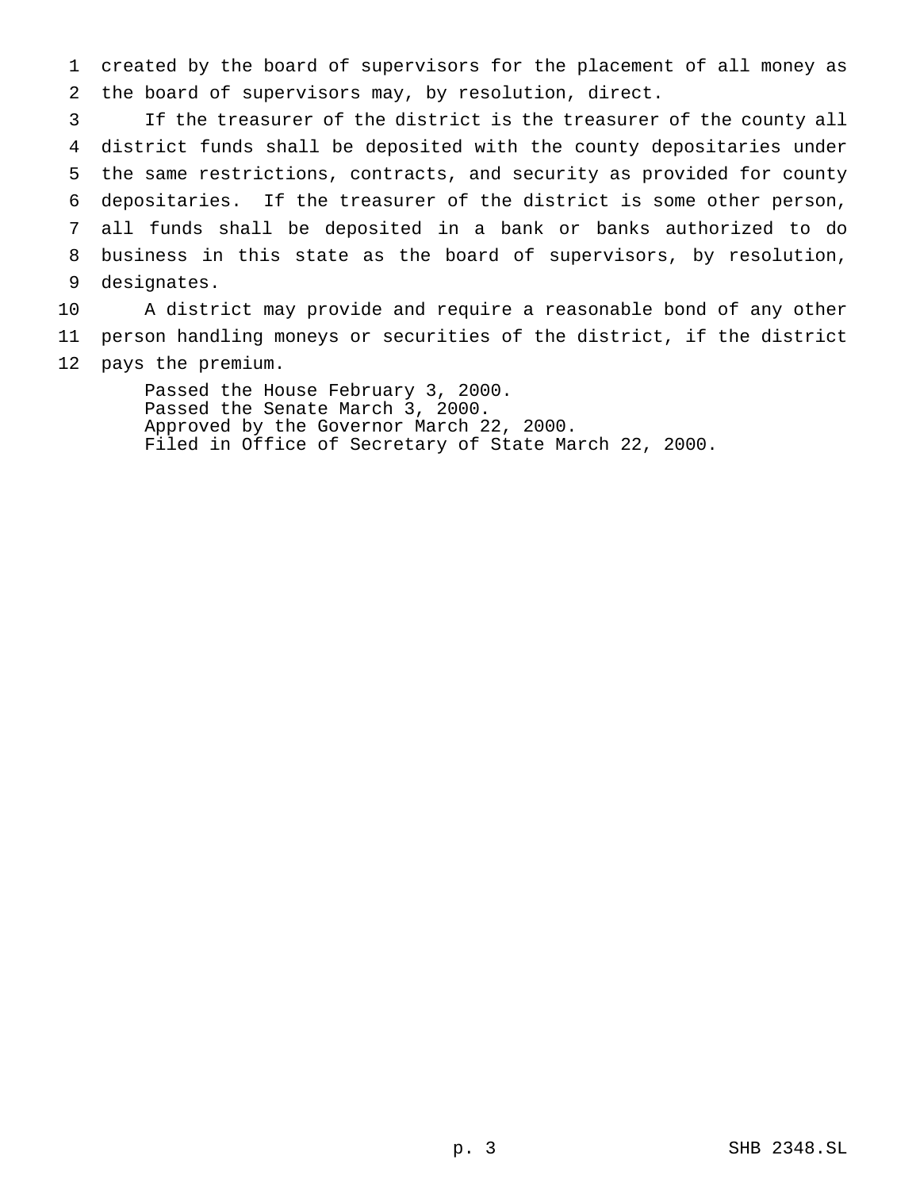created by the board of supervisors for the placement of all money as the board of supervisors may, by resolution, direct.

If the treasurer of the district is the treasurer of the county all district funds shall be deposited with the county depositaries under the same restrictions, contracts, and security as provided for county depositaries. If the treasurer of the district is some other person, all funds shall be deposited in a bank or banks authorized to do business in this state as the board of supervisors, by resolution, designates.

A district may provide and require a reasonable bond of any other person handling moneys or securities of the district, if the district pays the premium.

Passed the House February 3, 2000.
Passed the Senate March 3, 2000.
Approved by the Governor March 22, 2000.
Filed in Office of Secretary of State March 22, 2000.